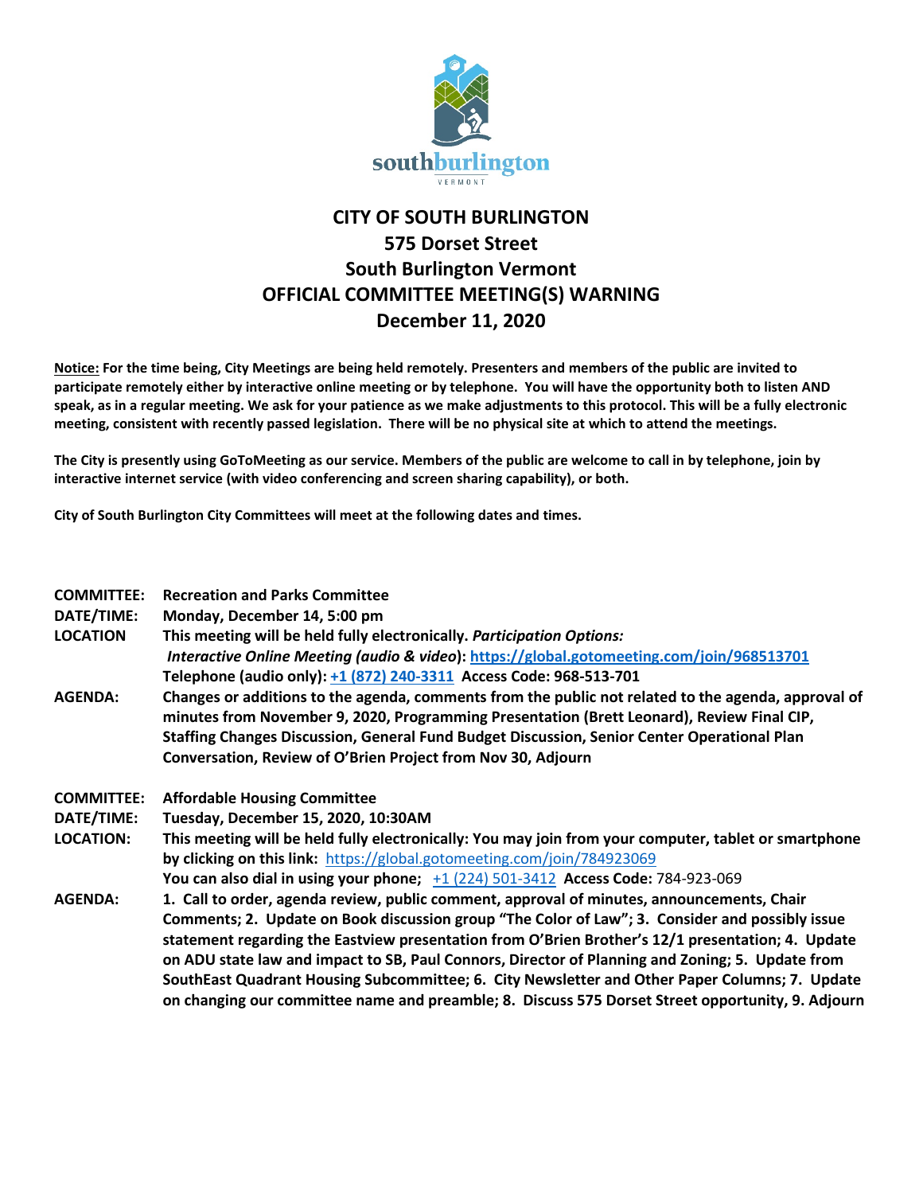# CITY OF SOUTH BURLINGTON
## 575 Dorset Street
## South Burlington Vermont
## OFFICIAL COMMITTEE MEETING(S) WARNING
## December 11, 2020

**Notice: For the time being, City Meetings are being held remotely. Presenters and members of the public are invited to participate remotely either by interactive online meeting or by telephone. You will have the opportunity both to listen AND speak, as in a regular meeting. We ask for your patience as we make adjustments to this protocol. This will be a fully electronic meeting, consistent with recently passed legislation. There will be no physical site at which to attend the meetings.**

**The City is presently using GoToMeeting as our service. Members of the public are welcome to call in by telephone, join by interactive internet service (with video conferencing and screen sharing capability), or both.**

**City of South Burlington City Committees will meet at the following dates and times.**

**COMMITTEE:** **Recreation and Parks Committee**
**DATE/TIME:** **Monday, December 14, 5:00 pm**
**LOCATION** **This meeting will be held fully electronically.** ***Participation Options:***
***Interactive Online Meeting (audio & video)*: https://global.gotomeeting.com/join/968513701**
**Telephone (audio only): +1 (872) 240-3311 Access Code: 968-513-701**
**AGENDA:** **Changes or additions to the agenda, comments from the public not related to the agenda, approval of minutes from November 9, 2020, Programming Presentation (Brett Leonard), Review Final CIP, Staffing Changes Discussion, General Fund Budget Discussion, Senior Center Operational Plan Conversation, Review of O'Brien Project from Nov 30, Adjourn**

**COMMITTEE:** **Affordable Housing Committee**
**DATE/TIME:** **Tuesday, December 15, 2020, 10:30AM**
**LOCATION:** **This meeting will be held fully electronically: You may join from your computer, tablet or smartphone by clicking on this link:** https://global.gotomeeting.com/join/784923069
**You can also dial in using your phone;** +1 (224) 501-3412 **Access Code:** 784-923-069
**AGENDA:** **1. Call to order, agenda review, public comment, approval of minutes, announcements, Chair Comments; 2. Update on Book discussion group "The Color of Law"; 3. Consider and possibly issue statement regarding the Eastview presentation from O'Brien Brother's 12/1 presentation; 4. Update on ADU state law and impact to SB, Paul Connors, Director of Planning and Zoning; 5. Update from SouthEast Quadrant Housing Subcommittee; 6. City Newsletter and Other Paper Columns; 7. Update on changing our committee name and preamble; 8. Discuss 575 Dorset Street opportunity, 9. Adjourn**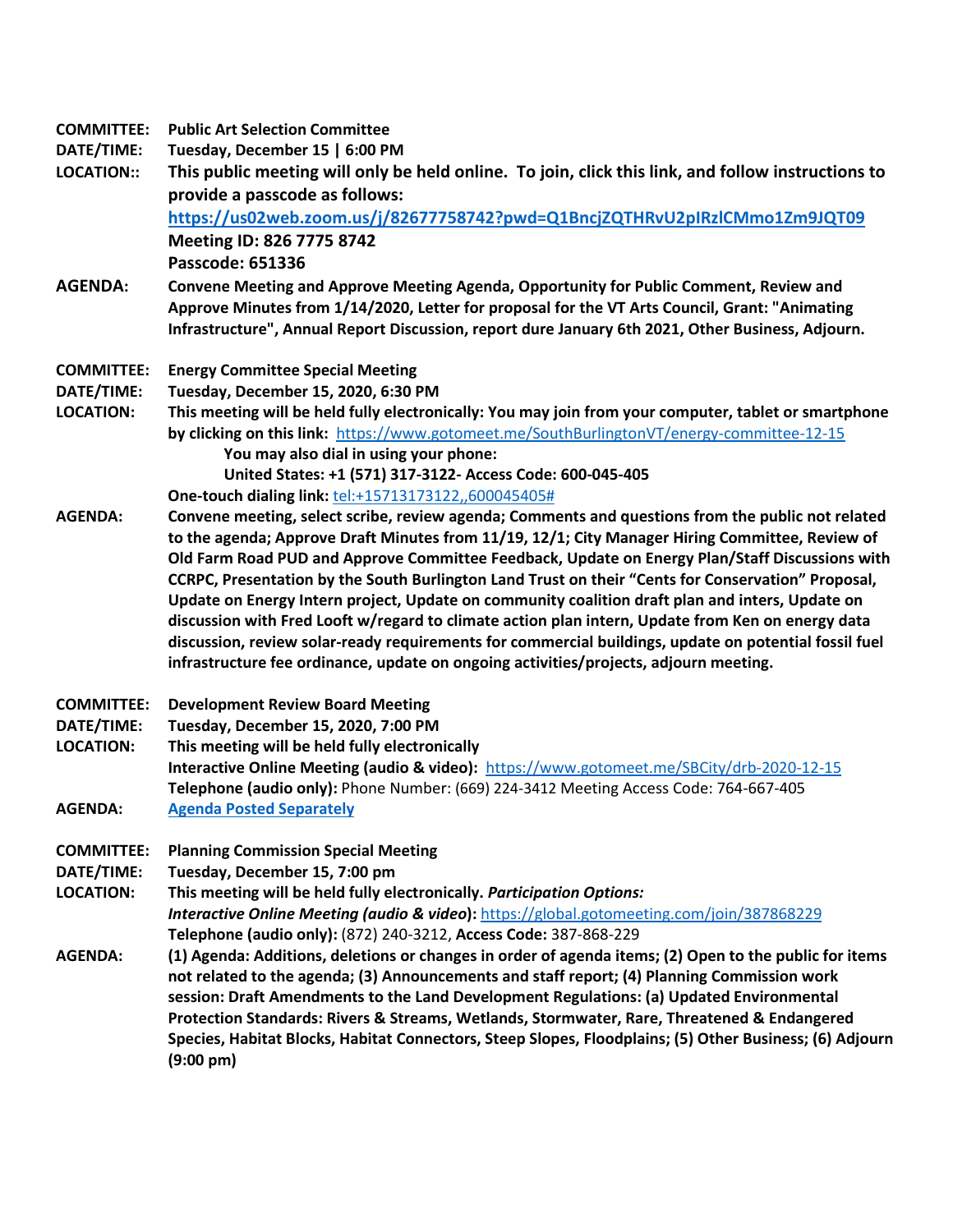**COMMITTEE:** **Public Art Selection Committee**
**DATE/TIME:** **Tuesday, December 15 | 6:00 PM**
**LOCATION::** **This public meeting will only be held online. To join, click this link, and follow instructions to provide a passcode as follows:**
**https://us02web.zoom.us/j/82677758742?pwd=Q1BncjZQTHRvU2pIRzlCMmo1Zm9JQT09**
**Meeting ID: 826 7775 8742**
**Passcode: 651336**
**AGENDA:** **Convene Meeting and Approve Meeting Agenda, Opportunity for Public Comment, Review and Approve Minutes from 1/14/2020, Letter for proposal for the VT Arts Council, Grant: "Animating Infrastructure", Annual Report Discussion, report dure January 6th 2021, Other Business, Adjourn.**

**COMMITTEE:** **Energy Committee Special Meeting**
**DATE/TIME:** **Tuesday, December 15, 2020, 6:30 PM**
**LOCATION:** **This meeting will be held fully electronically: You may join from your computer, tablet or smartphone by clicking on this link:** https://www.gotomeet.me/SouthBurlingtonVT/energy-committee-12-15
**You may also dial in using your phone:**
**United States: +1 (571) 317-3122- Access Code: 600-045-405**
**One-touch dialing link:** tel:+15713173122,,600045405#
**AGENDA:** **Convene meeting, select scribe, review agenda; Comments and questions from the public not related to the agenda; Approve Draft Minutes from 11/19, 12/1; City Manager Hiring Committee, Review of Old Farm Road PUD and Approve Committee Feedback, Update on Energy Plan/Staff Discussions with CCRPC, Presentation by the South Burlington Land Trust on their "Cents for Conservation" Proposal, Update on Energy Intern project, Update on community coalition draft plan and inters, Update on discussion with Fred Looft w/regard to climate action plan intern, Update from Ken on energy data discussion, review solar-ready requirements for commercial buildings, update on potential fossil fuel infrastructure fee ordinance, update on ongoing activities/projects, adjourn meeting.**

**COMMITTEE:** **Development Review Board Meeting**
**DATE/TIME:** **Tuesday, December 15, 2020, 7:00 PM**
**LOCATION:** **This meeting will be held fully electronically**
**Interactive Online Meeting (audio & video):** https://www.gotomeet.me/SBCity/drb-2020-12-15
**Telephone (audio only):** Phone Number: (669) 224-3412 Meeting Access Code: 764-667-405
**AGENDA:** **Agenda Posted Separately**

**COMMITTEE:** **Planning Commission Special Meeting**
**DATE/TIME:** **Tuesday, December 15, 7:00 pm**
**LOCATION:** **This meeting will be held fully electronically.** ***Participation Options:***
***Interactive Online Meeting (audio & video)*****:** https://global.gotomeeting.com/join/387868229
**Telephone (audio only):** (872) 240-3212, **Access Code:** 387-868-229
**AGENDA:** **(1) Agenda: Additions, deletions or changes in order of agenda items; (2) Open to the public for items not related to the agenda; (3) Announcements and staff report; (4) Planning Commission work session: Draft Amendments to the Land Development Regulations: (a) Updated Environmental Protection Standards: Rivers & Streams, Wetlands, Stormwater, Rare, Threatened & Endangered Species, Habitat Blocks, Habitat Connectors, Steep Slopes, Floodplains; (5) Other Business; (6) Adjourn (9:00 pm)**